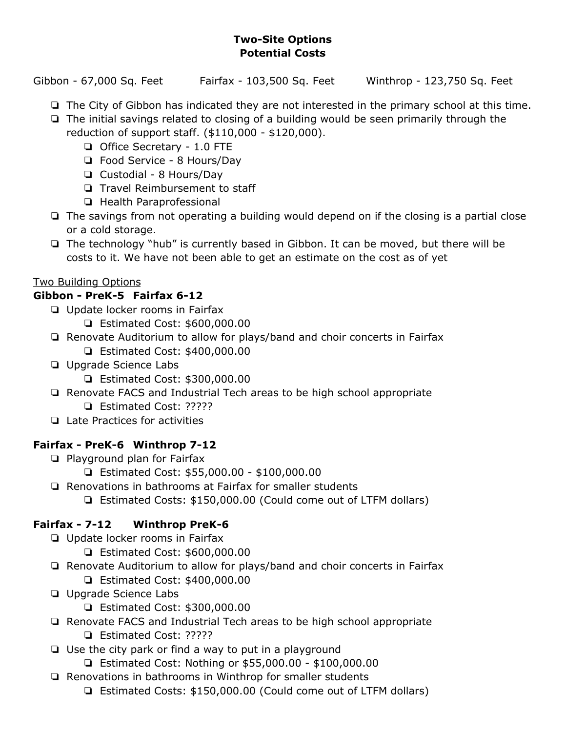**Two-Site Options**
**Potential Costs**

Gibbon - 67,000 Sq. Feet    Fairfax - 103,500 Sq. Feet    Winthrop - 123,750 Sq. Feet

- The City of Gibbon has indicated they are not interested in the primary school at this time.
- The initial savings related to closing of a building would be seen primarily through the reduction of support staff. ($110,000 - $120,000).
  - Office Secretary - 1.0 FTE
  - Food Service - 8 Hours/Day
  - Custodial - 8 Hours/Day
  - Travel Reimbursement to staff
  - Health Paraprofessional
- The savings from not operating a building would depend on if the closing is a partial close or a cold storage.
- The technology "hub" is currently based in Gibbon. It can be moved, but there will be costs to it. We have not been able to get an estimate on the cost as of yet

<u>Two Building Options</u>

**Gibbon - PreK-5 Fairfax 6-12**

- Update locker rooms in Fairfax
  - Estimated Cost: $600,000.00
- Renovate Auditorium to allow for plays/band and choir concerts in Fairfax
  - Estimated Cost: $400,000.00
- Upgrade Science Labs
  - Estimated Cost: $300,000.00
- Renovate FACS and Industrial Tech areas to be high school appropriate
  - Estimated Cost: ?????
- Late Practices for activities

**Fairfax - PreK-6 Winthrop 7-12**

- Playground plan for Fairfax
  - Estimated Cost: $55,000.00 - $100,000.00
- Renovations in bathrooms at Fairfax for smaller students
  - Estimated Costs: $150,000.00 (Could come out of LTFM dollars)

**Fairfax - 7-12 Winthrop PreK-6**

- Update locker rooms in Fairfax
  - Estimated Cost: $600,000.00
- Renovate Auditorium to allow for plays/band and choir concerts in Fairfax
  - Estimated Cost: $400,000.00
- Upgrade Science Labs
  - Estimated Cost: $300,000.00
- Renovate FACS and Industrial Tech areas to be high school appropriate
  - Estimated Cost: ?????
- Use the city park or find a way to put in a playground
  - Estimated Cost: Nothing or $55,000.00 - $100,000.00
- Renovations in bathrooms in Winthrop for smaller students
  - Estimated Costs: $150,000.00 (Could come out of LTFM dollars)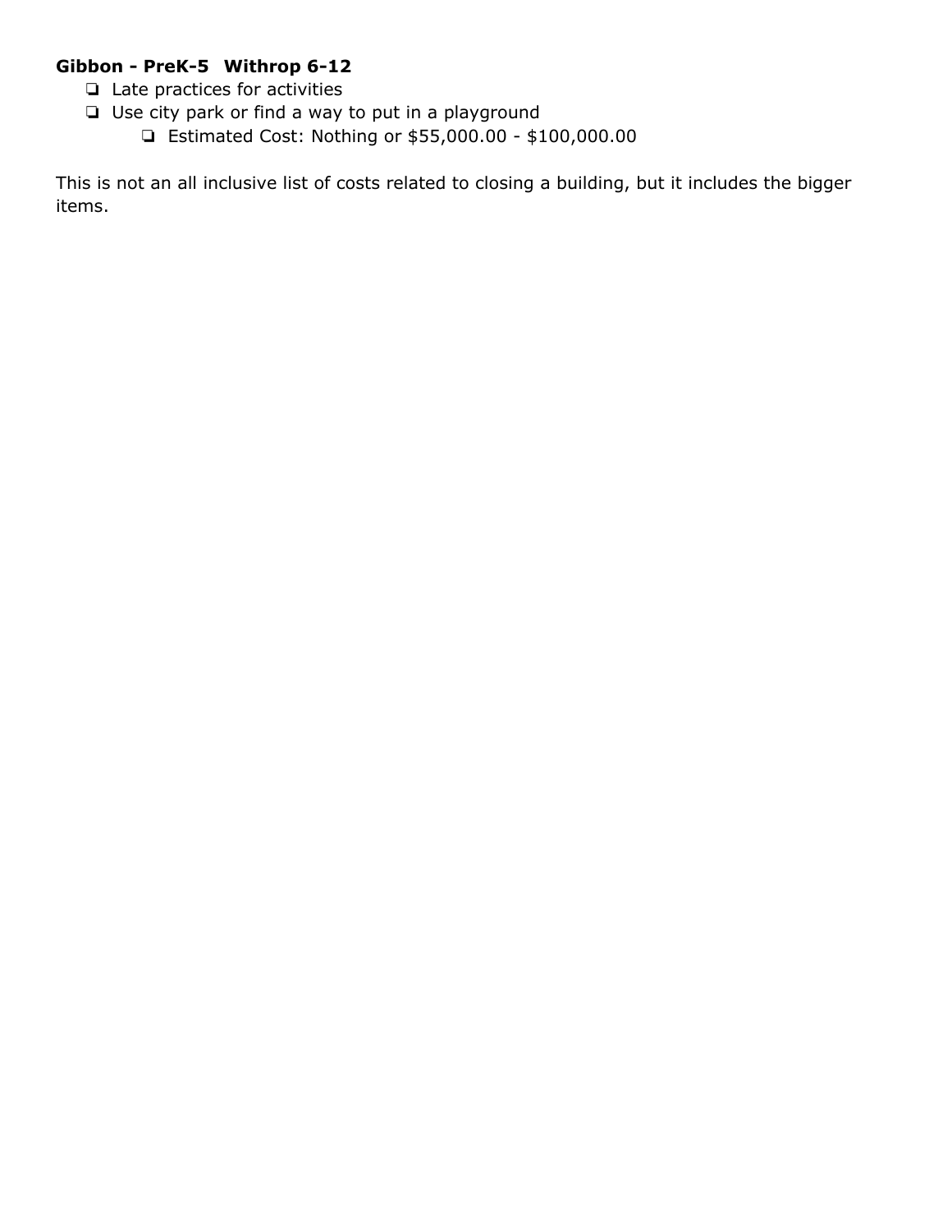**Gibbon - PreK-5  Withrop 6-12**

- ❏ Late practices for activities
- ❏ Use city park or find a way to put in a playground
  - ❏ Estimated Cost: Nothing or $55,000.00 - $100,000.00

This is not an all inclusive list of costs related to closing a building, but it includes the bigger items.